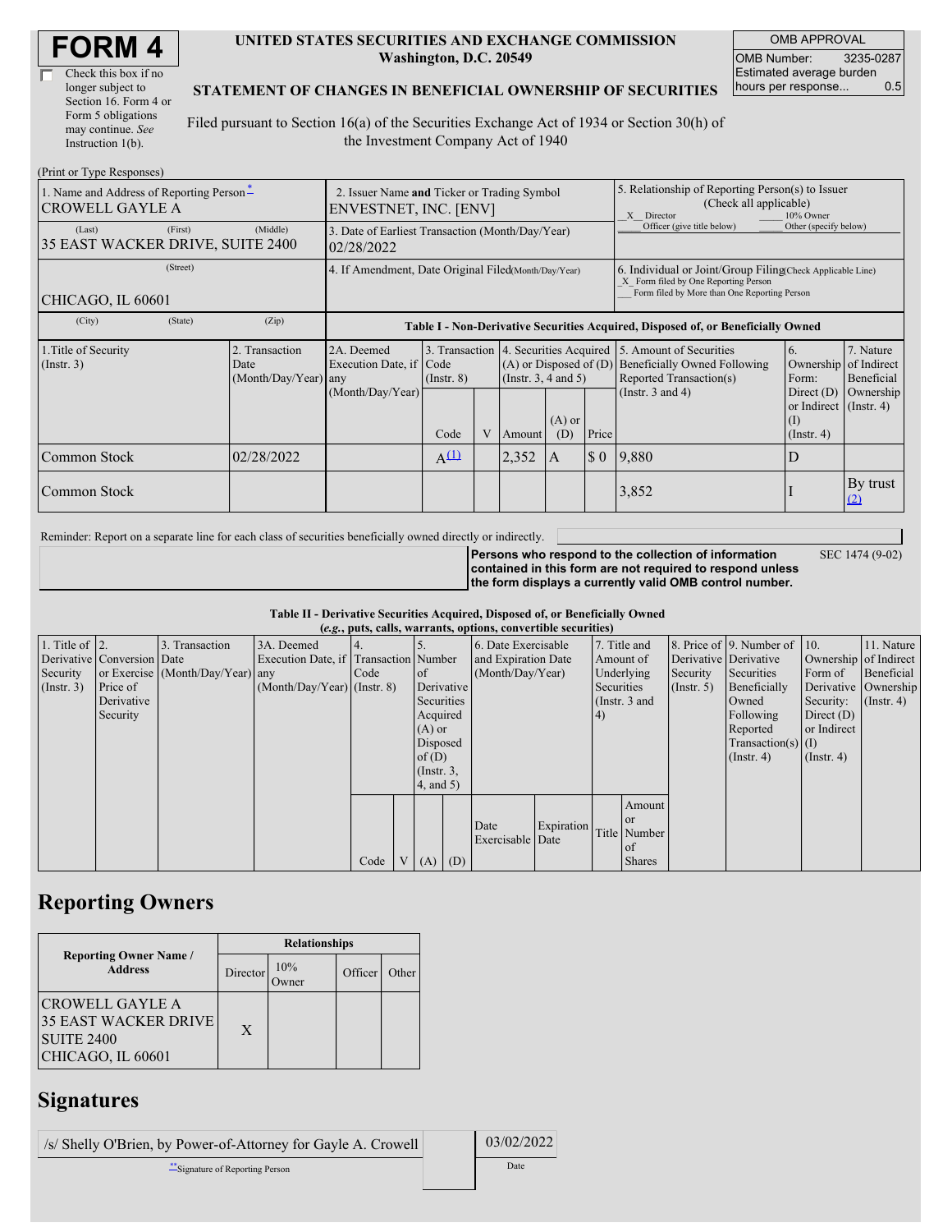# FORM 4

☐ Check this box if no longer subject to Section 16. Form 4 or Form 5 obligations may continue. *See* Instruction 1(b).

**UNITED STATES SECURITIES AND EXCHANGE COMMISSION**
**Washington, D.C. 20549**

**STATEMENT OF CHANGES IN BENEFICIAL OWNERSHIP OF SECURITIES**

Filed pursuant to Section 16(a) of the Securities Exchange Act of 1934 or Section 30(h) of the Investment Company Act of 1940

| OMB APPROVAL | |
|---|---|
| OMB Number: | 3235-0287 |
| Estimated average burden hours per response... | 0.5 |

(Print or Type Responses)

| 1. Name and Address of Reporting Person * | 2. Issuer Name **and** Ticker or Trading Symbol | 5. Relationship of Reporting Person(s) to Issuer (Check all applicable) |
|---|---|---|
| CROWELL GAYLE A | ENVESTNET, INC. [ENV] | _X_ Director ___ 10% Owner ___ Officer (give title below) ___ Other (specify below) |
| (Last) (First) (Middle) 35 EAST WACKER DRIVE, SUITE 2400 | 3. Date of Earliest Transaction (Month/Day/Year) 02/28/2022 | |
| (Street) CHICAGO, IL 60601 | 4. If Amendment, Date Original Filed (Month/Day/Year) | 6. Individual or Joint/Group Filing (Check Applicable Line) _X_ Form filed by One Reporting Person ___ Form filed by More than One Reporting Person |
| (City) (State) (Zip) | | |

**Table I - Non-Derivative Securities Acquired, Disposed of, or Beneficially Owned**

| 1.Title of Security (Instr. 3) | 2. Transaction Date (Month/Day/Year) | 2A. Deemed Execution Date, if any (Month/Day/Year) | 3. Transaction Code (Instr. 8) | | 4. Securities Acquired (A) or Disposed of (D) (Instr. 3, 4 and 5) | | | 5. Amount of Securities Beneficially Owned Following Reported Transaction(s) (Instr. 3 and 4) | 6. Ownership Form: Direct (D) or Indirect (I) (Instr. 4) | 7. Nature of Indirect Beneficial Ownership (Instr. 4) |
|---|---|---|---|---|---|---|---|---|---|---|
| | | | Code | V | Amount | (A) or (D) | Price | | | |
| Common Stock | 02/28/2022 | | A [(1)] | | 2,352 | A | $ 0 | 9,880 | D | |
| Common Stock | | | | | | | | 3,852 | I | By trust [(2)] |

Reminder: Report on a separate line for each class of securities beneficially owned directly or indirectly.

**Persons who respond to the collection of information contained in this form are not required to respond unless the form displays a currently valid OMB control number.** SEC 1474 (9-02)

**Table II - Derivative Securities Acquired, Disposed of, or Beneficially Owned**
***(e.g.*, puts, calls, warrants, options, convertible securities)**

| 1. Title of Derivative Security (Instr. 3) | 2. Conversion or Exercise Price of Derivative Security | 3. Transaction Date (Month/Day/Year) | 3A. Deemed Execution Date, if any (Month/Day/Year) | 4. Transaction Code (Instr. 8) | | 5. Number of Derivative Securities Acquired (A) or Disposed of (D) (Instr. 3, 4, and 5) | | 6. Date Exercisable and Expiration Date (Month/Day/Year) | | 7. Title and Amount of Underlying Securities (Instr. 3 and 4) | | 8. Price of Derivative Security (Instr. 5) | 9. Number of Derivative Securities Beneficially Owned Following Reported Transaction(s) (Instr. 4) | 10. Ownership Form of Derivative Security: Direct (D) or Indirect (I) (Instr. 4) | 11. Nature of Indirect Beneficial Ownership (Instr. 4) |
|---|---|---|---|---|---|---|---|---|---|---|---|---|---|---|---|
| | | | | Code | V | (A) | (D) | Date Exercisable | Expiration Date | Title | Amount or Number of Shares | | | | |

## Reporting Owners

| Reporting Owner Name / Address | Relationships | | | |
|---|---|---|---|---|
| | Director | 10% Owner | Officer | Other |
| CROWELL GAYLE A 35 EAST WACKER DRIVE SUITE 2400 CHICAGO, IL 60601 | X | | | |

## Signatures

| /s/ Shelly O'Brien, by Power-of-Attorney for Gayle A. Crowell | 03/02/2022 |
|---|---|
| ** Signature of Reporting Person | Date |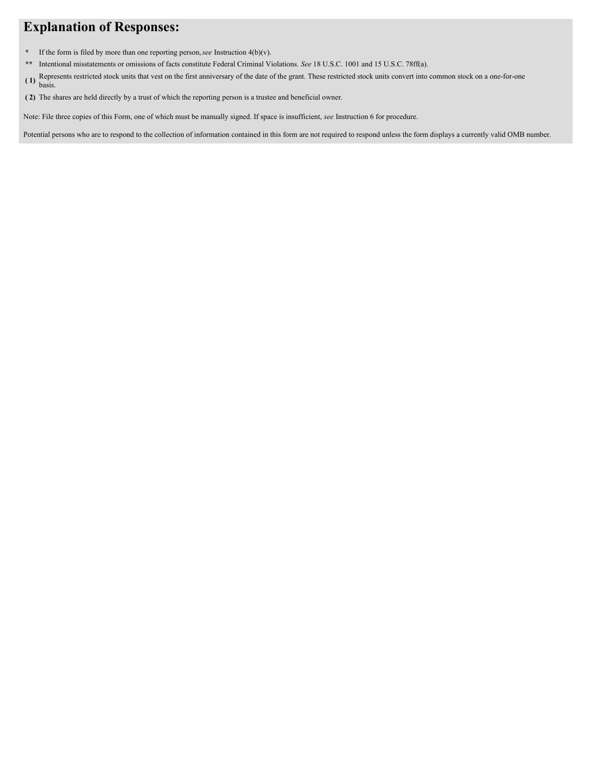# Explanation of Responses:

- \* If the form is filed by more than one reporting person, *see* Instruction 4(b)(v).
- \*\* Intentional misstatements or omissions of facts constitute Federal Criminal Violations. *See* 18 U.S.C. 1001 and 15 U.S.C. 78ff(a).
- **( 1)** Represents restricted stock units that vest on the first anniversary of the date of the grant. These restricted stock units convert into common stock on a one-for-one basis.
- **( 2)** The shares are held directly by a trust of which the reporting person is a trustee and beneficial owner.

Note: File three copies of this Form, one of which must be manually signed. If space is insufficient, *see* Instruction 6 for procedure.

Potential persons who are to respond to the collection of information contained in this form are not required to respond unless the form displays a currently valid OMB number.